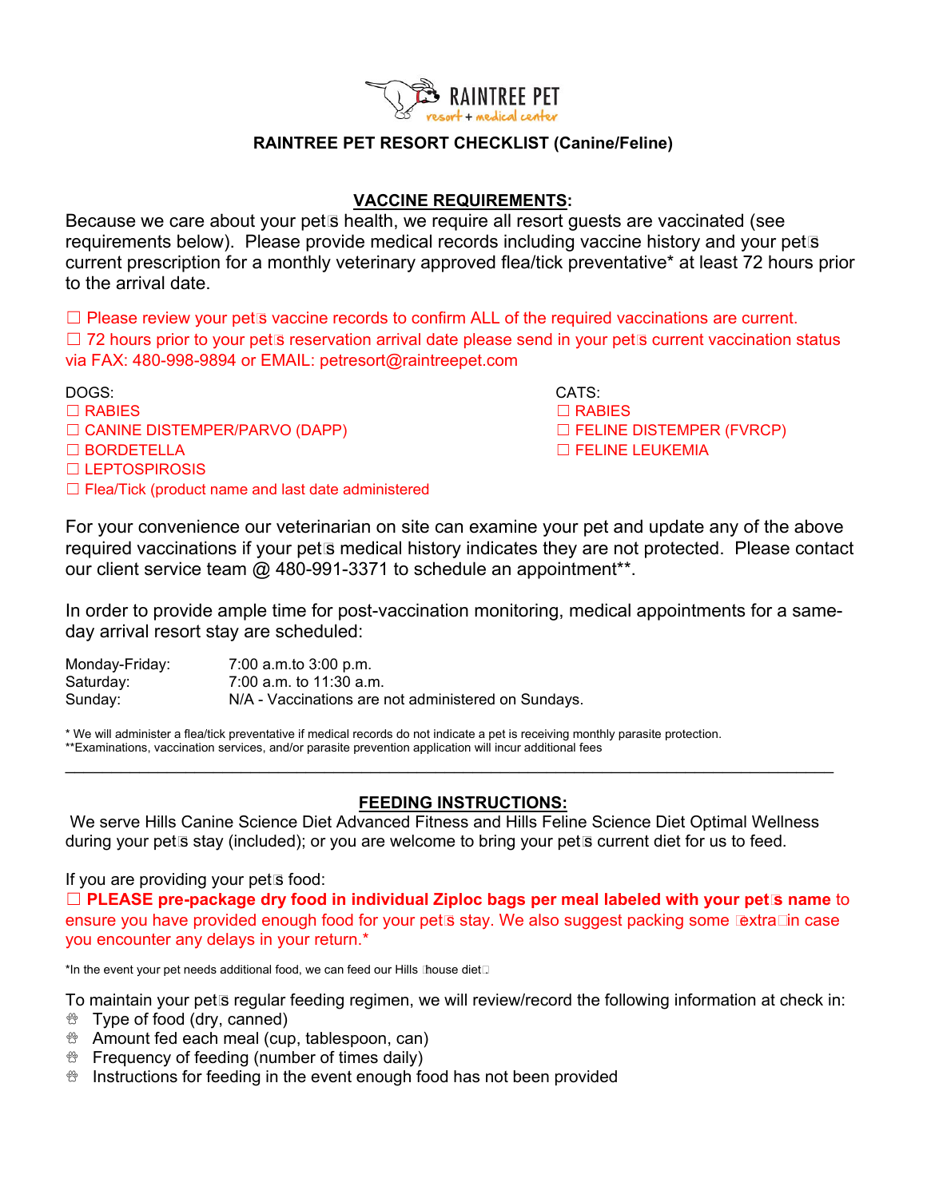RAINTREE PET resort + medical center

## RAINTREE PET RESORT CHECKLIST (Canine/Feline)

### VACCINE REQUIREMENTS:

Because we care about your pet's health, we require all resort guests are vaccinated (see requirements below). Please provide medical records including vaccine history and your pet's current prescription for a monthly veterinary approved flea/tick preventative* at least 72 hours prior to the arrival date.

☐ Please review your pet's vaccine records to confirm ALL of the required vaccinations are current.
☐ 72 hours prior to your pet's reservation arrival date please send in your pet's current vaccination status via FAX: 480-998-9894 or EMAIL: petresort@raintreepet.com

DOGS:
☐ RABIES
☐ CANINE DISTEMPER/PARVO (DAPP)
☐ BORDETELLA
☐ LEPTOSPIROSIS
☐ Flea/Tick (product name and last date administered

CATS:
☐ RABIES
☐ FELINE DISTEMPER (FVRCP)
☐ FELINE LEUKEMIA

For your convenience our veterinarian on site can examine your pet and update any of the above required vaccinations if your pet's medical history indicates they are not protected. Please contact our client service team @ 480-991-3371 to schedule an appointment**.

In order to provide ample time for post-vaccination monitoring, medical appointments for a same-day arrival resort stay are scheduled:

| | |
|---|---|
| Monday-Friday: | 7:00 a.m.to 3:00 p.m. |
| Saturday: | 7:00 a.m. to 11:30 a.m. |
| Sunday: | N/A - Vaccinations are not administered on Sundays. |

\* We will administer a flea/tick preventative if medical records do not indicate a pet is receiving monthly parasite protection.
\*\*Examinations, vaccination services, and/or parasite prevention application will incur additional fees

---

### FEEDING INSTRUCTIONS:

We serve Hills Canine Science Diet Advanced Fitness and Hills Feline Science Diet Optimal Wellness during your pet's stay (included); or you are welcome to bring your pet's current diet for us to feed.

If you are providing your pet's food:
☐ **PLEASE pre-package dry food in individual Ziploc bags per meal labeled with your pet's name** to ensure you have provided enough food for your pet's stay. We also suggest packing some "extra" in case you encounter any delays in your return.*

*In the event your pet needs additional food, we can feed our Hills "house diet".

To maintain your pet's regular feeding regimen, we will review/record the following information at check in:

- Type of food (dry, canned)
- Amount fed each meal (cup, tablespoon, can)
- Frequency of feeding (number of times daily)
- Instructions for feeding in the event enough food has not been provided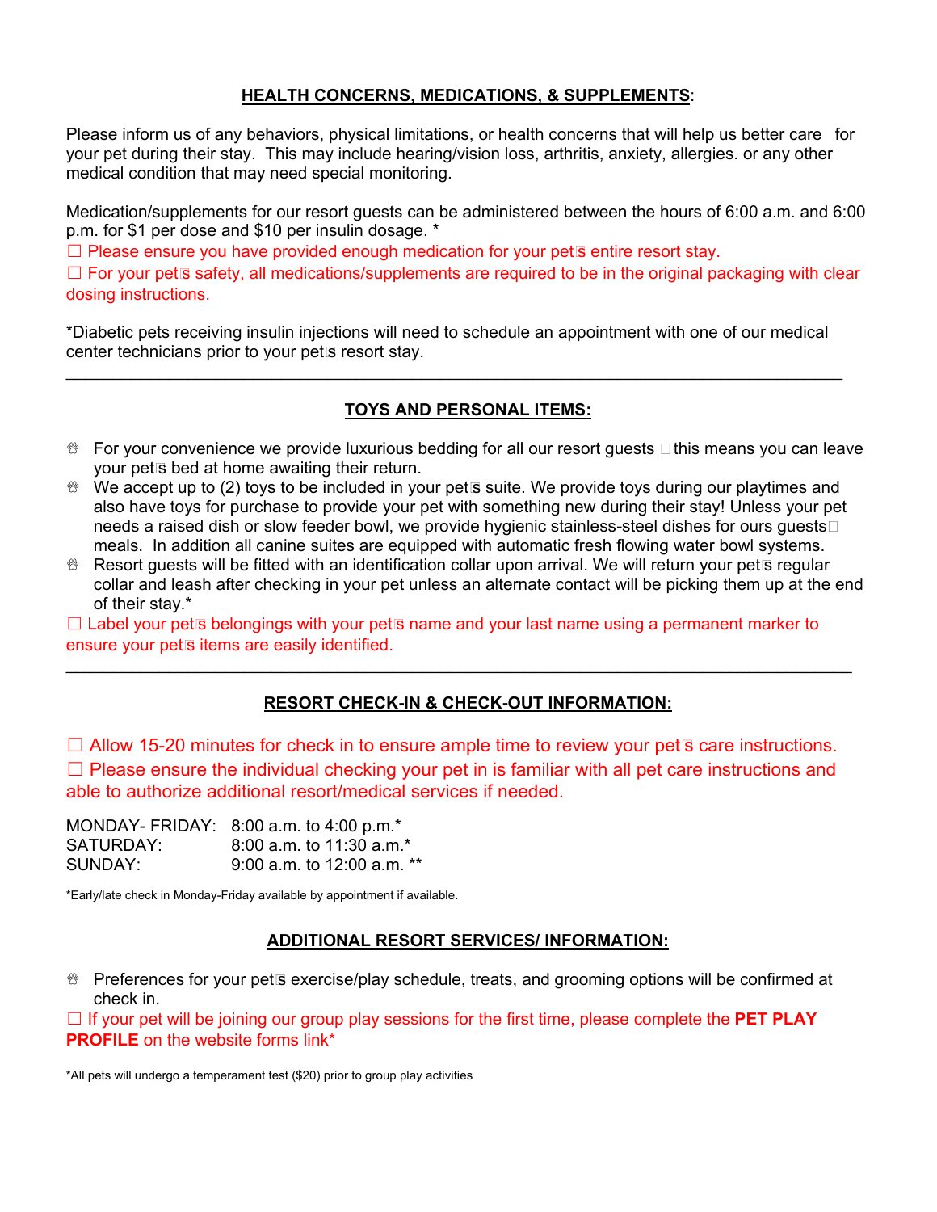## HEALTH CONCERNS, MEDICATIONS, & SUPPLEMENTS:

Please inform us of any behaviors, physical limitations, or health concerns that will help us better care for your pet during their stay. This may include hearing/vision loss, arthritis, anxiety, allergies. or any other medical condition that may need special monitoring.

Medication/supplements for our resort guests can be administered between the hours of 6:00 a.m. and 6:00 p.m. for $1 per dose and $10 per insulin dosage. *

☐ Please ensure you have provided enough medication for your pet's entire resort stay.

☐ For your pet's safety, all medications/supplements are required to be in the original packaging with clear dosing instructions.

*Diabetic pets receiving insulin injections will need to schedule an appointment with one of our medical center technicians prior to your pet's resort stay.

---

## TOYS AND PERSONAL ITEMS:

- For your convenience we provide luxurious bedding for all our resort guests – this means you can leave your pet's bed at home awaiting their return.
- We accept up to (2) toys to be included in your pet's suite. We provide toys during our playtimes and also have toys for purchase to provide your pet with something new during their stay! Unless your pet needs a raised dish or slow feeder bowl, we provide hygienic stainless-steel dishes for ours guests' meals. In addition all canine suites are equipped with automatic fresh flowing water bowl systems.
- Resort guests will be fitted with an identification collar upon arrival. We will return your pet's regular collar and leash after checking in your pet unless an alternate contact will be picking them up at the end of their stay.*

☐ Label your pet's belongings with your pet's name and your last name using a permanent marker to ensure your pet's items are easily identified.

---

## RESORT CHECK-IN & CHECK-OUT INFORMATION:

☐ Allow 15-20 minutes for check in to ensure ample time to review your pet's care instructions.

☐ Please ensure the individual checking your pet in is familiar with all pet care instructions and able to authorize additional resort/medical services if needed.

| | |
|---|---|
| MONDAY- FRIDAY: | 8:00 a.m. to 4:00 p.m.* |
| SATURDAY: | 8:00 a.m. to 11:30 a.m.* |
| SUNDAY: | 9:00 a.m. to 12:00 a.m. ** |

*Early/late check in Monday-Friday available by appointment if available.

## ADDITIONAL RESORT SERVICES/ INFORMATION:

- Preferences for your pet's exercise/play schedule, treats, and grooming options will be confirmed at check in.

☐ If your pet will be joining our group play sessions for the first time, please complete the **PET PLAY PROFILE** on the website forms link*

*All pets will undergo a temperament test ($20) prior to group play activities